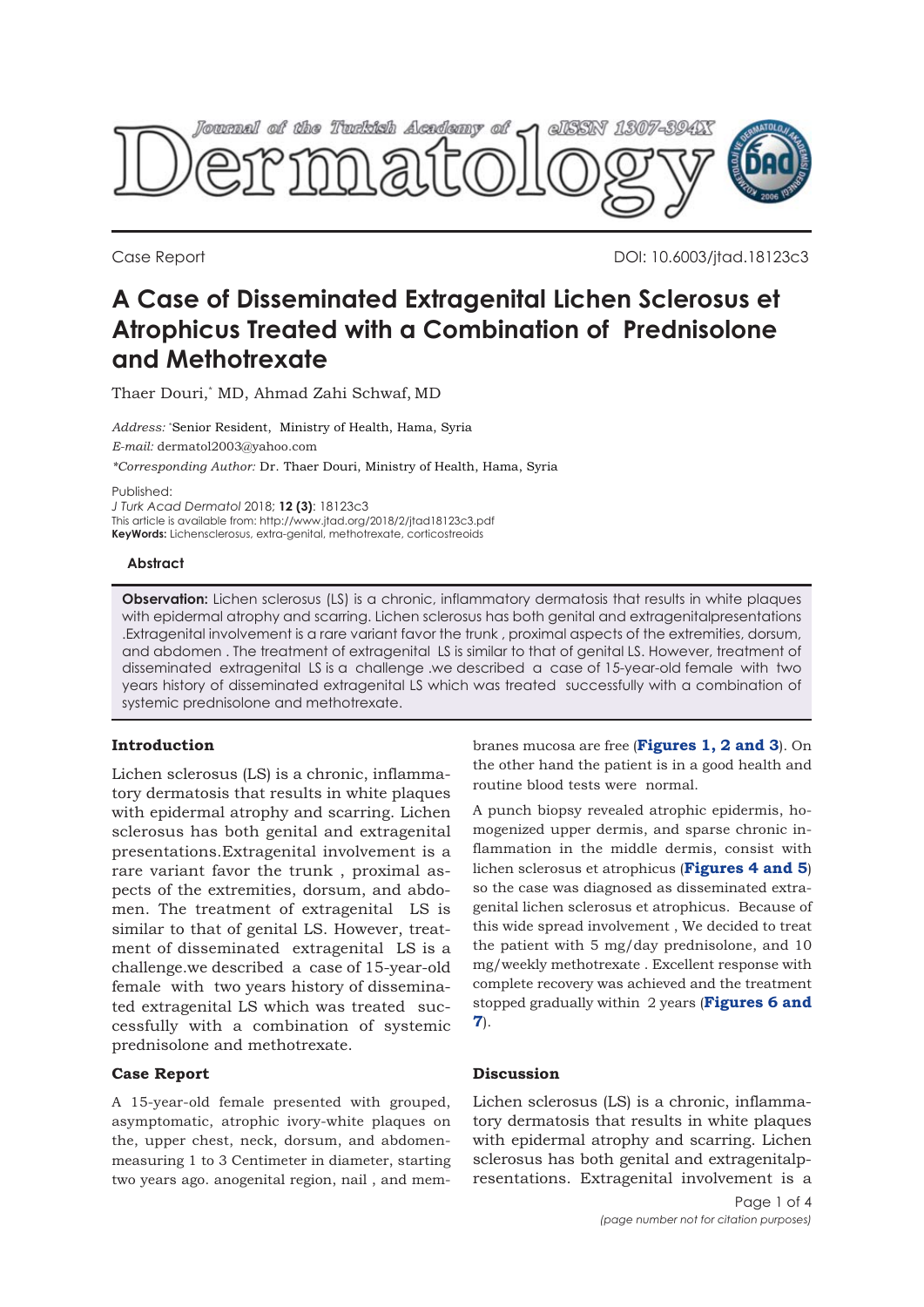Case Report

DOI: 10.6003/jtad.18123c3

# A Case of Disseminated Extragenital Lichen Sclerosus et Atrophicus Treated with a Combination of Prednisolone and Methotrexate

Thaer Douri,* MD, Ahmad Zahi Schwaf, MD

*Address:* *Senior Resident, Ministry of Health, Hama, Syria
*E-mail:* dermatol2003@yahoo.com
*\*Corresponding Author:* Dr. Thaer Douri, Ministry of Health, Hama, Syria

Published:
*J Turk Acad Dermatol* 2018; **12 (3)**: 18123c3
This article is available from: http://www.jtad.org/2018/2/jtad18123c3.pdf
**KeyWords:** Lichensclerosus, extra-genital, methotrexate, corticostreoids

### Abstract

**Observation:** Lichen sclerosus (LS) is a chronic, inflammatory dermatosis that results in white plaques with epidermal atrophy and scarring. Lichen sclerosus has both genital and extragenitalpresentations .Extragenital involvement is a rare variant favor the trunk , proximal aspects of the extremities, dorsum, and abdomen . The treatment of extragenital LS is similar to that of genital LS. However, treatment of disseminated extragenital LS is a challenge .we described a case of 15-year-old female with two years history of disseminated extragenital LS which was treated successfully with a combination of systemic prednisolone and methotrexate.

## Introduction

Lichen sclerosus (LS) is a chronic, inflammatory dermatosis that results in white plaques with epidermal atrophy and scarring. Lichen sclerosus has both genital and extragenital presentations.Extragenital involvement is a rare variant favor the trunk , proximal aspects of the extremities, dorsum, and abdomen. The treatment of extragenital LS is similar to that of genital LS. However, treatment of disseminated extragenital LS is a challenge.we described a case of 15-year-old female with two years history of disseminated extragenital LS which was treated successfully with a combination of systemic prednisolone and methotrexate.

## Case Report

A 15-year-old female presented with grouped, asymptomatic, atrophic ivory-white plaques on the, upper chest, neck, dorsum, and abdomen-measuring 1 to 3 Centimeter in diameter, starting two years ago. anogenital region, nail , and membranes mucosa are free (**Figures 1, 2 and 3**). On the other hand the patient is in a good health and routine blood tests were normal.

A punch biopsy revealed atrophic epidermis, homogenized upper dermis, and sparse chronic inflammation in the middle dermis, consist with lichen sclerosus et atrophicus (**Figures 4 and 5**) so the case was diagnosed as disseminated extragenital lichen sclerosus et atrophicus. Because of this wide spread involvement , We decided to treat the patient with 5 mg/day prednisolone, and 10 mg/weekly methotrexate . Excellent response with complete recovery was achieved and the treatment stopped gradually within 2 years (**Figures 6 and 7**).

## Discussion

Lichen sclerosus (LS) is a chronic, inflammatory dermatosis that results in white plaques with epidermal atrophy and scarring. Lichen sclerosus has both genital and extragenitalpresentations. Extragenital involvement is a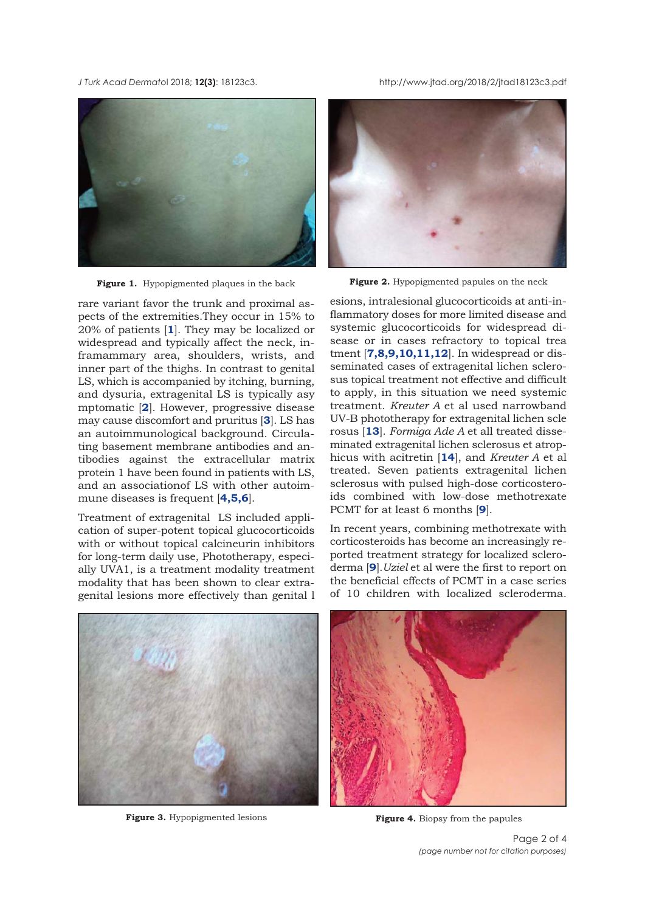Figure 1. Hypopigmented plaques in the back

Figure 2. Hypopigmented papules on the neck

rare variant favor the trunk and proximal aspects of the extremities.They occur in 15% to 20% of patients [1]. They may be localized or widespread and typically affect the neck, inframammary area, shoulders, wrists, and inner part of the thighs. In contrast to genital LS, which is accompanied by itching, burning, and dysuria, extragenital LS is typically asymptomatic [2]. However, progressive disease may cause discomfort and pruritus [3]. LS has an autoimmunological background. Circulating basement membrane antibodies and antibodies against the extracellular matrix protein 1 have been found in patients with LS, and an associationof LS with other autoimmune diseases is frequent [4,5,6].

Treatment of extragenital LS included application of super-potent topical glucocorticoids with or without topical calcineurin inhibitors for long-term daily use, Phototherapy, especially UVA1, is a treatment modality treatment modality that has been shown to clear extragenital lesions more effectively than genital lesions, intralesional glucocorticoids at anti-inflammatory doses for more limited disease and systemic glucocorticoids for widespread disease or in cases refractory to topical treatment [7,8,9,10,11,12]. In widespread or disseminated cases of extragenital lichen sclerosus topical treatment not effective and difficult to apply, in this situation we need systemic treatment. *Kreuter A* et al used narrowband UV-B phototherapy for extragenital lichen sclerosus [13]. *Formiga Ade A* et all treated disseminated extragenital lichen sclerosus et atrophicus with acitretin [14], and *Kreuter A* et al treated. Seven patients extragenital lichen sclerosus with pulsed high-dose corticosteroids combined with low-dose methotrexate PCMT for at least 6 months [9].

In recent years, combining methotrexate with corticosteroids has become an increasingly reported treatment strategy for localized scleroderma [9].*Uziel* et al were the first to report on the beneficial effects of PCMT in a case series of 10 children with localized scleroderma.

Figure 3. Hypopigmented lesions

Figure 4. Biopsy from the papules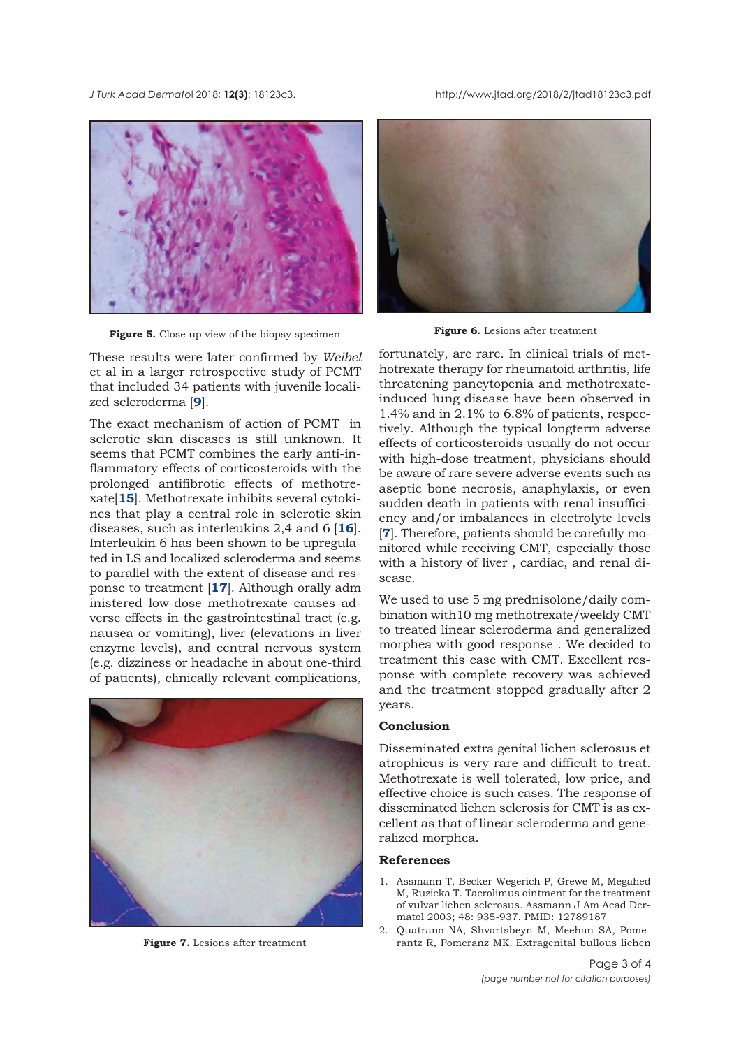Figure 5. Close up view of the biopsy specimen

Figure 6. Lesions after treatment

These results were later confirmed by *Weibel* et al in a larger retrospective study of PCMT that included 34 patients with juvenile localized scleroderma [9].

The exact mechanism of action of PCMT in sclerotic skin diseases is still unknown. It seems that PCMT combines the early anti-inflammatory effects of corticosteroids with the prolonged antifibrotic effects of methotrexate[15]. Methotrexate inhibits several cytokines that play a central role in sclerotic skin diseases, such as interleukins 2,4 and 6 [16]. Interleukin 6 has been shown to be upregulated in LS and localized scleroderma and seems to parallel with the extent of disease and response to treatment [17]. Although orally adm inistered low-dose methotrexate causes adverse effects in the gastrointestinal tract (e.g. nausea or vomiting), liver (elevations in liver enzyme levels), and central nervous system (e.g. dizziness or headache in about one-third of patients), clinically relevant complications, fortunately, are rare. In clinical trials of methotrexate therapy for rheumatoid arthritis, life threatening pancytopenia and methotrexate-induced lung disease have been observed in 1.4% and in 2.1% to 6.8% of patients, respectively. Although the typical longterm adverse effects of corticosteroids usually do not occur with high-dose treatment, physicians should be aware of rare severe adverse events such as aseptic bone necrosis, anaphylaxis, or even sudden death in patients with renal insufficiency and/or imbalances in electrolyte levels [7]. Therefore, patients should be carefully monitored while receiving CMT, especially those with a history of liver , cardiac, and renal disease.

Figure 7. Lesions after treatment

We used to use 5 mg prednisolone/daily combination with10 mg methotrexate/weekly CMT to treated linear scleroderma and generalized morphea with good response . We decided to treatment this case with CMT. Excellent response with complete recovery was achieved and the treatment stopped gradually after 2 years.

## Conclusion

Disseminated extra genital lichen sclerosus et atrophicus is very rare and difficult to treat. Methotrexate is well tolerated, low price, and effective choice is such cases. The response of disseminated lichen sclerosis for CMT is as excellent as that of linear scleroderma and generalized morphea.

## References

1. Assmann T, Becker-Wegerich P, Grewe M, Megahed M, Ruzicka T. Tacrolimus ointment for the treatment of vulvar lichen sclerosus. Assmann J Am Acad Dermatol 2003; 48: 935-937. PMID: 12789187
2. Quatrano NA, Shvartsbeyn M, Meehan SA, Pomerantz R, Pomeranz MK. Extragenital bullous lichen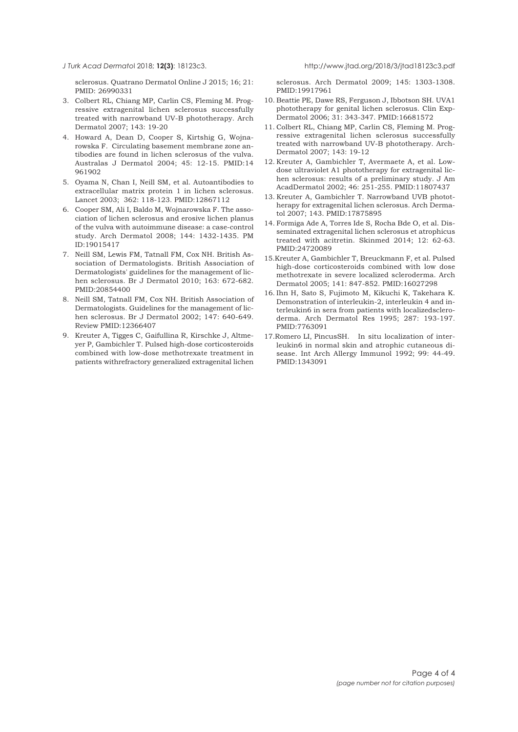sclerosus. Quatrano Dermatol Online J 2015; 16; 21: PMID: 26990331

3. Colbert RL, Chiang MP, Carlin CS, Fleming M. Progressive extragenital lichen sclerosus successfully treated with narrowband UV-B phototherapy. Arch Dermatol 2007; 143: 19-20
4. Howard A, Dean D, Cooper S, Kirtshig G, Wojnarowska F. Circulating basement membrane zone antibodies are found in lichen sclerosus of the vulva. Australas J Dermatol 2004; 45: 12-15. PMID:14961902
5. Oyama N, Chan I, Neill SM, et al. Autoantibodies to extracellular matrix protein 1 in lichen sclerosus. Lancet 2003; 362: 118-123. PMID:12867112
6. Cooper SM, Ali I, Baldo M, Wojnarowska F. The association of lichen sclerosus and erosive lichen planus of the vulva with autoimmune disease: a case-control study. Arch Dermatol 2008; 144: 1432-1435. PM ID:19015417
7. Neill SM, Lewis FM, Tatnall FM, Cox NH. British Association of Dermatologists. British Association of Dermatologists' guidelines for the management of lichen sclerosus. Br J Dermatol 2010; 163: 672-682. PMID:20854400
8. Neill SM, Tatnall FM, Cox NH. British Association of Dermatologists. Guidelines for the management of lichen sclerosus. Br J Dermatol 2002; 147: 640-649. Review PMID:12366407
9. Kreuter A, Tigges C, Gaifullina R, Kirschke J, Altmeyer P, Gambichler T. Pulsed high-dose corticosteroids combined with low-dose methotrexate treatment in patients withrefractory generalized extragenital lichen sclerosus. Arch Dermatol 2009; 145: 1303-1308. PMID:19917961
10. Beattie PE, Dawe RS, Ferguson J, Ibbotson SH. UVA1 phototherapy for genital lichen sclerosus. Clin ExpDermatol 2006; 31: 343-347. PMID:16681572
11. Colbert RL, Chiang MP, Carlin CS, Fleming M. Progressive extragenital lichen sclerosus successfully treated with narrowband UV-B phototherapy. ArchDermatol 2007; 143: 19-12
12. Kreuter A, Gambichler T, Avermaete A, et al. Lowdose ultraviolet A1 phototherapy for extragenital lichen sclerosus: results of a preliminary study. J Am AcadDermatol 2002; 46: 251-255. PMID:11807437
13. Kreuter A, Gambichler T. Narrowband UVB phototherapy for extragenital lichen sclerosus. Arch Dermatol 2007; 143. PMID:17875895
14. Formiga Ade A, Torres Ide S, Rocha Bde O, et al. Disseminated extragenital lichen sclerosus et atrophicus treated with acitretin. Skinmed 2014; 12: 62-63. PMID:24720089
15. Kreuter A, Gambichler T, Breuckmann F, et al. Pulsed high-dose corticosteroids combined with low dose methotrexate in severe localized scleroderma. Arch Dermatol 2005; 141: 847-852. PMID:16027298
16. Ihn H, Sato S, Fujimoto M, Kikuchi K, Takehara K. Demonstration of interleukin-2, interleukin 4 and interleukin6 in sera from patients with localizedscleroderma. Arch Dermatol Res 1995; 287: 193-197. PMID:7763091
17. Romero LI, PincusSH. In situ localization of interleukin6 in normal skin and atrophic cutaneous disease. Int Arch Allergy Immunol 1992; 99: 44-49. PMID:1343091